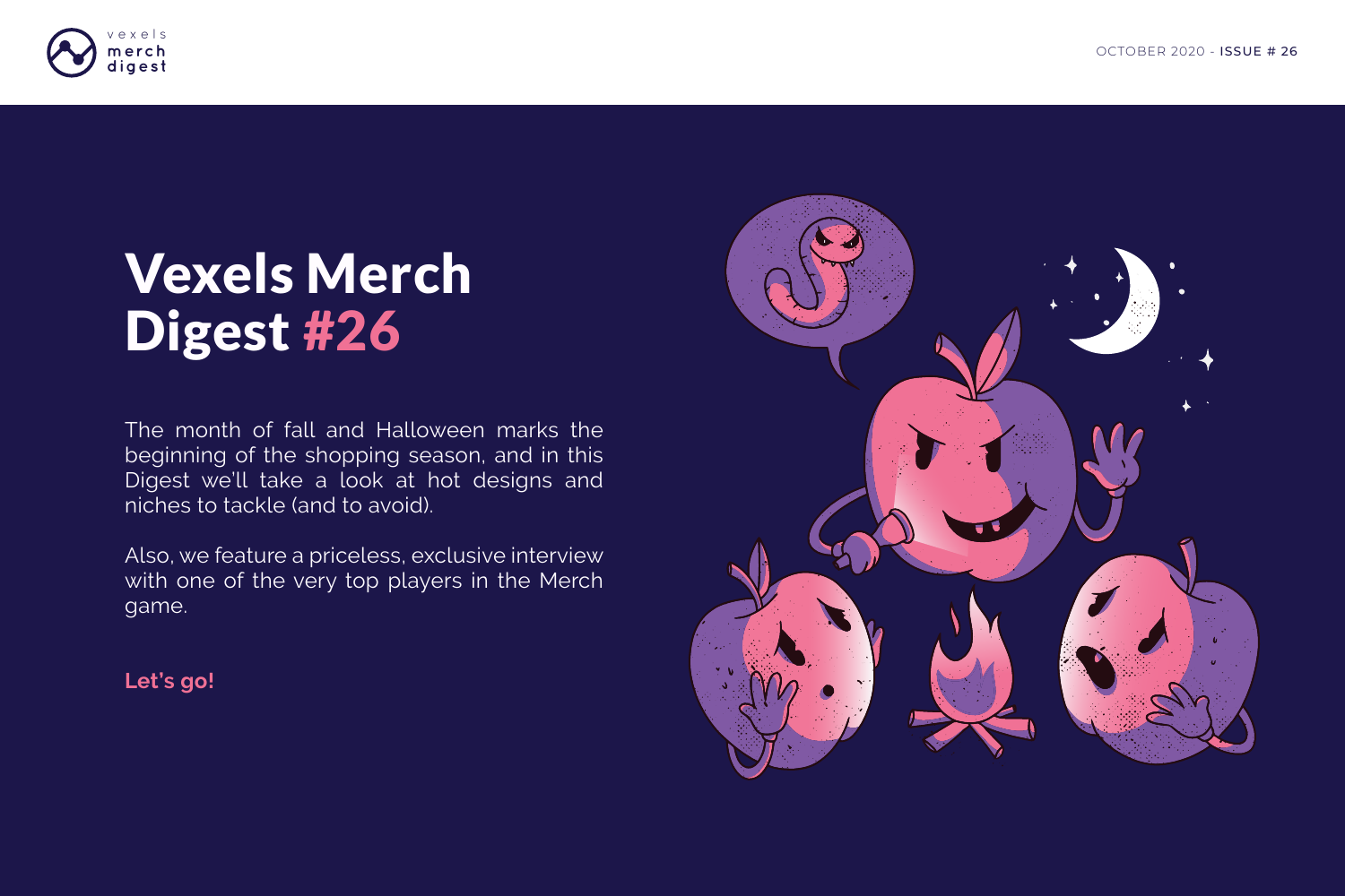# Vexels Merch Digest #26

The month of fall and Halloween marks the beginning of the shopping season, and in this Digest we'll take a look at hot designs and niches to tackle (and to avoid).

Also, we feature a priceless, exclusive interview with one of the very top players in the Merch game.

**Let's go!**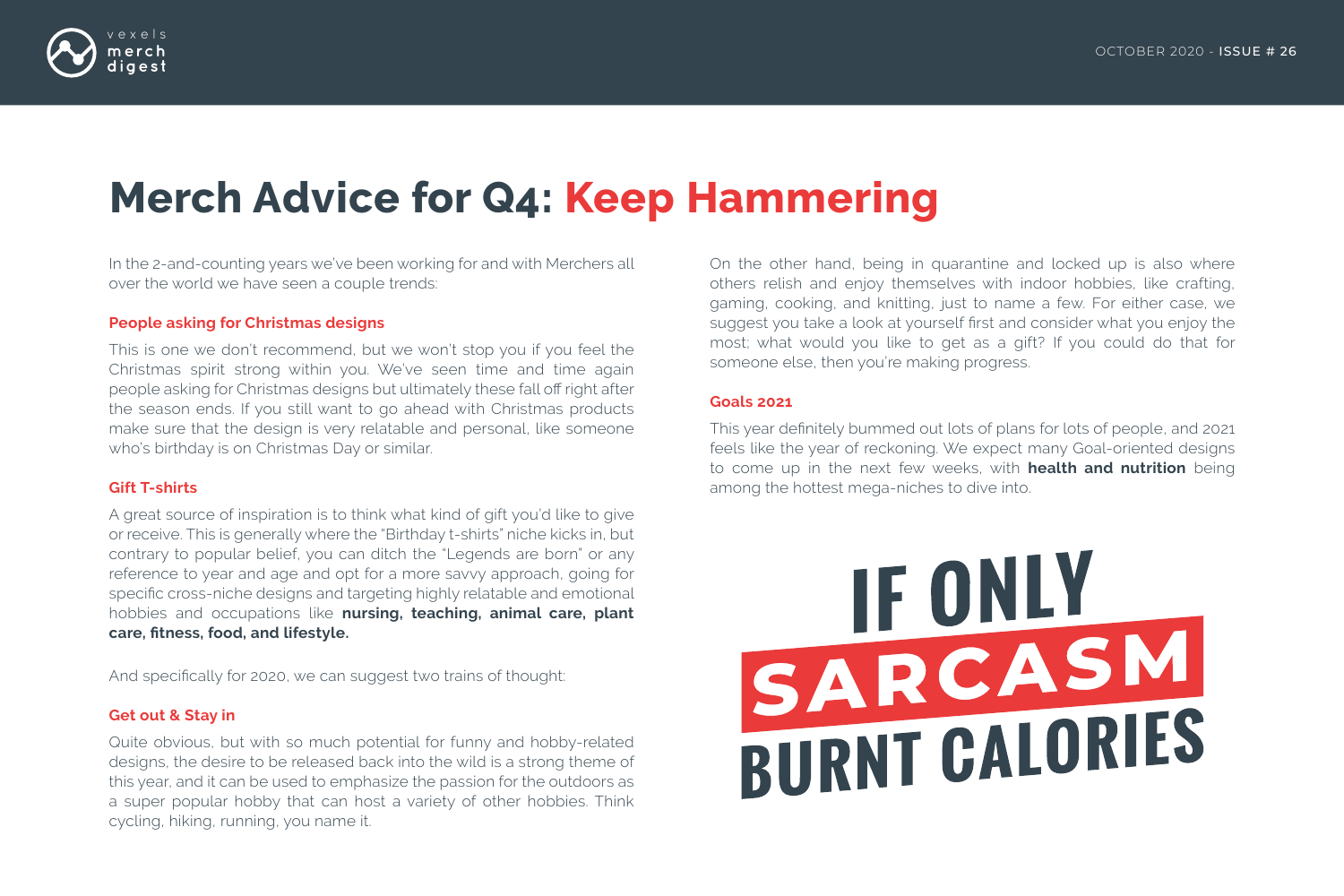# Merch Advice for Q4: Keep Hammering

In the 2-and-counting years we've been working for and with Merchers all over the world we have seen a couple trends:

### People asking for Christmas designs

This is one we don't recommend, but we won't stop you if you feel the Christmas spirit strong within you. We've seen time and time again people asking for Christmas designs but ultimately these fall off right after the season ends. If you still want to go ahead with Christmas products make sure that the design is very relatable and personal, like someone who's birthday is on Christmas Day or similar.

### Gift T-shirts

A great source of inspiration is to think what kind of gift you'd like to give or receive. This is generally where the "Birthday t-shirts" niche kicks in, but contrary to popular belief, you can ditch the "Legends are born" or any reference to year and age and opt for a more savvy approach, going for specific cross-niche designs and targeting highly relatable and emotional hobbies and occupations like **nursing, teaching, animal care, plant care, fitness, food, and lifestyle.**

And specifically for 2020, we can suggest two trains of thought:

### Get out & Stay in

Quite obvious, but with so much potential for funny and hobby-related designs, the desire to be released back into the wild is a strong theme of this year, and it can be used to emphasize the passion for the outdoors as a super popular hobby that can host a variety of other hobbies. Think cycling, hiking, running, you name it.

On the other hand, being in quarantine and locked up is also where others relish and enjoy themselves with indoor hobbies, like crafting, gaming, cooking, and knitting, just to name a few. For either case, we suggest you take a look at yourself first and consider what you enjoy the most; what would you like to get as a gift? If you could do that for someone else, then you're making progress.

### Goals 2021

This year definitely bummed out lots of plans for lots of people, and 2021 feels like the year of reckoning. We expect many Goal-oriented designs to come up in the next few weeks, with **health and nutrition** being among the hottest mega-niches to dive into.

IF ONLY SARCASM BURNT CALORIES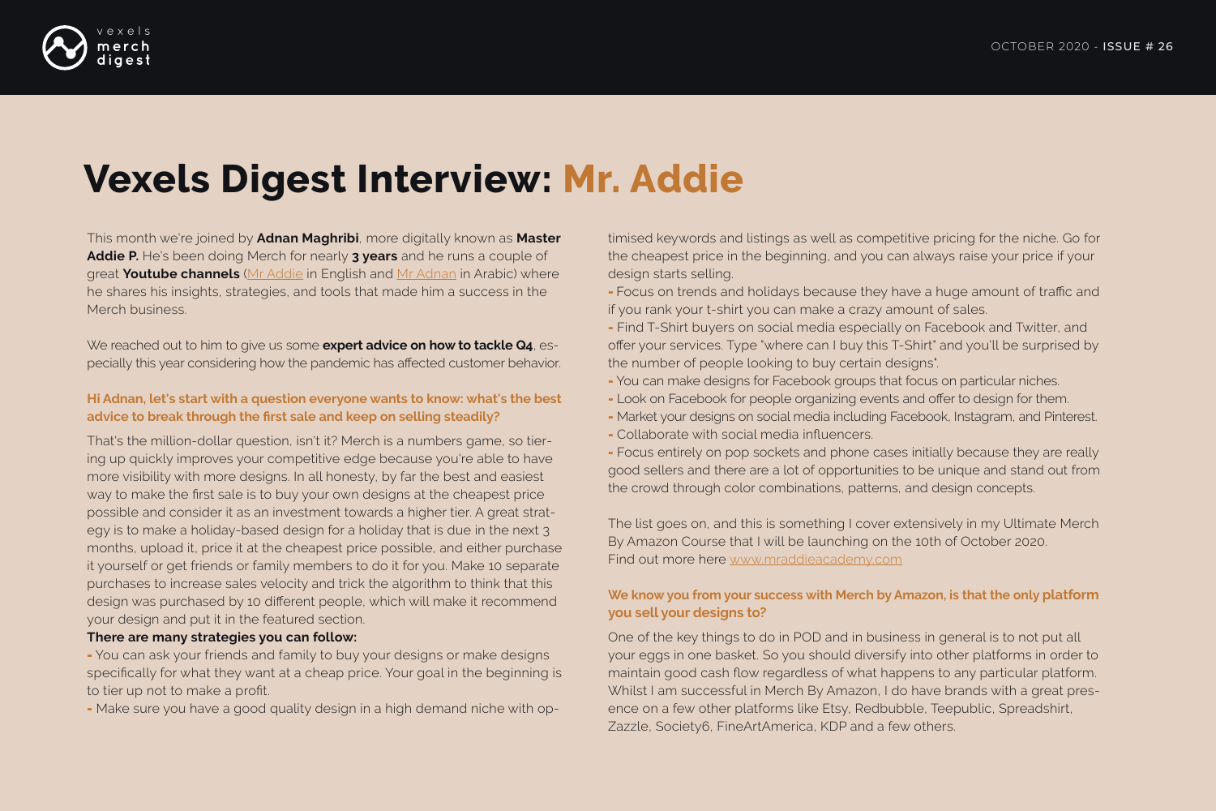# Vexels Digest Interview: Mr. Addie

This month we're joined by **Adnan Maghribi**, more digitally known as **Master Addie P.** He's been doing Merch for nearly **3 years** and he runs a couple of great **Youtube channels** ([Mr Addie]() in English and [Mr Adnan]() in Arabic) where he shares his insights, strategies, and tools that made him a success in the Merch business.

We reached out to him to give us some **expert advice on how to tackle Q4**, especially this year considering how the pandemic has affected customer behavior.

### Hi Adnan, let's start with a question everyone wants to know: what's the best advice to break through the first sale and keep on selling steadily?

That's the million-dollar question, isn't it? Merch is a numbers game, so tiering up quickly improves your competitive edge because you're able to have more visibility with more designs. In all honesty, by far the best and easiest way to make the first sale is to buy your own designs at the cheapest price possible and consider it as an investment towards a higher tier. A great strategy is to make a holiday-based design for a holiday that is due in the next 3 months, upload it, price it at the cheapest price possible, and either purchase it yourself or get friends or family members to do it for you. Make 10 separate purchases to increase sales velocity and trick the algorithm to think that this design was purchased by 10 different people, which will make it recommend your design and put it in the featured section.

**There are many strategies you can follow:**

- You can ask your friends and family to buy your designs or make designs specifically for what they want at a cheap price. Your goal in the beginning is to tier up not to make a profit.
- Make sure you have a good quality design in a high demand niche with optimised keywords and listings as well as competitive pricing for the niche. Go for the cheapest price in the beginning, and you can always raise your price if your design starts selling.
- Focus on trends and holidays because they have a huge amount of traffic and if you rank your t-shirt you can make a crazy amount of sales.
- Find T-Shirt buyers on social media especially on Facebook and Twitter, and offer your services. Type "where can I buy this T-Shirt" and you'll be surprised by the number of people looking to buy certain designs".
- You can make designs for Facebook groups that focus on particular niches.
- Look on Facebook for people organizing events and offer to design for them.
- Market your designs on social media including Facebook, Instagram, and Pinterest.
- Collaborate with social media influencers.
- Focus entirely on pop sockets and phone cases initially because they are really good sellers and there are a lot of opportunities to be unique and stand out from the crowd through color combinations, patterns, and design concepts.

The list goes on, and this is something I cover extensively in my Ultimate Merch By Amazon Course that I will be launching on the 10th of October 2020. Find out more here [www.mraddieacademy.com]()

### We know you from your success with Merch by Amazon, is that the only platform you sell your designs to?

One of the key things to do in POD and in business in general is to not put all your eggs in one basket. So you should diversify into other platforms in order to maintain good cash flow regardless of what happens to any particular platform. Whilst I am successful in Merch By Amazon, I do have brands with a great presence on a few other platforms like Etsy, Redbubble, Teepublic, Spreadshirt, Zazzle, Society6, FineArtAmerica, KDP and a few others.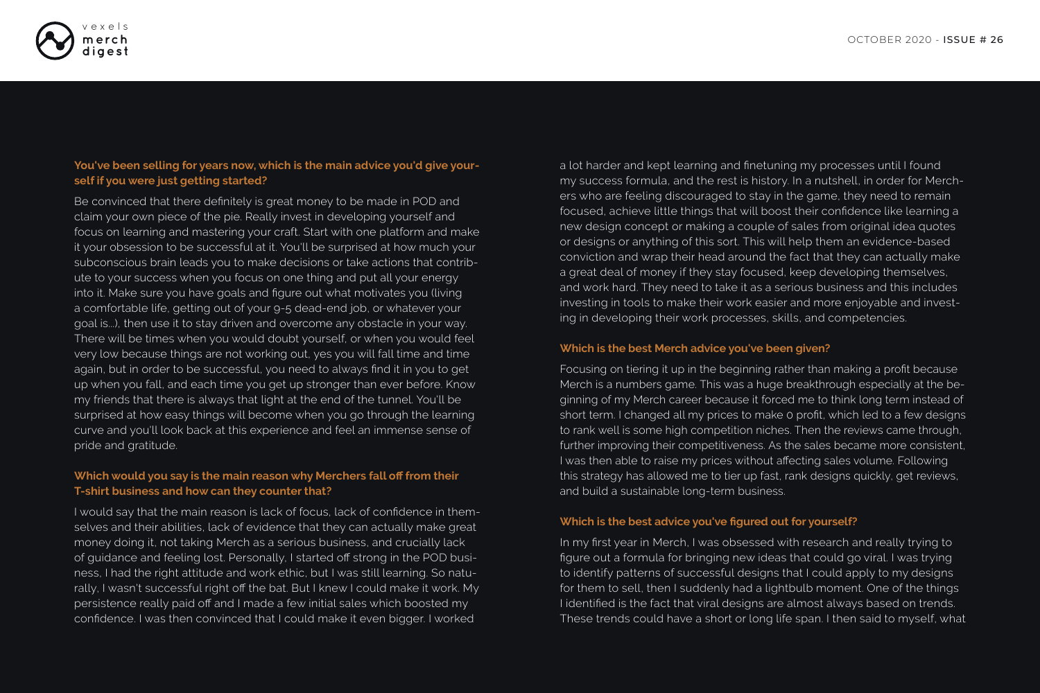### You've been selling for years now, which is the main advice you'd give yourself if you were just getting started?

Be convinced that there definitely is great money to be made in POD and claim your own piece of the pie. Really invest in developing yourself and focus on learning and mastering your craft. Start with one platform and make it your obsession to be successful at it. You'll be surprised at how much your subconscious brain leads you to make decisions or take actions that contribute to your success when you focus on one thing and put all your energy into it. Make sure you have goals and figure out what motivates you (living a comfortable life, getting out of your 9-5 dead-end job, or whatever your goal is...), then use it to stay driven and overcome any obstacle in your way. There will be times when you would doubt yourself, or when you would feel very low because things are not working out, yes you will fall time and time again, but in order to be successful, you need to always find it in you to get up when you fall, and each time you get up stronger than ever before. Know my friends that there is always that light at the end of the tunnel. You'll be surprised at how easy things will become when you go through the learning curve and you'll look back at this experience and feel an immense sense of pride and gratitude.

### Which would you say is the main reason why Merchers fall off from their T-shirt business and how can they counter that?

I would say that the main reason is lack of focus, lack of confidence in themselves and their abilities, lack of evidence that they can actually make great money doing it, not taking Merch as a serious business, and crucially lack of guidance and feeling lost. Personally, I started off strong in the POD business, I had the right attitude and work ethic, but I was still learning. So naturally, I wasn't successful right off the bat. But I knew I could make it work. My persistence really paid off and I made a few initial sales which boosted my confidence. I was then convinced that I could make it even bigger. I worked a lot harder and kept learning and finetuning my processes until I found my success formula, and the rest is history. In a nutshell, in order for Merchers who are feeling discouraged to stay in the game, they need to remain focused, achieve little things that will boost their confidence like learning a new design concept or making a couple of sales from original idea quotes or designs or anything of this sort. This will help them an evidence-based conviction and wrap their head around the fact that they can actually make a great deal of money if they stay focused, keep developing themselves, and work hard. They need to take it as a serious business and this includes investing in tools to make their work easier and more enjoyable and investing in developing their work processes, skills, and competencies.

### Which is the best Merch advice you've been given?

Focusing on tiering it up in the beginning rather than making a profit because Merch is a numbers game. This was a huge breakthrough especially at the beginning of my Merch career because it forced me to think long term instead of short term. I changed all my prices to make 0 profit, which led to a few designs to rank well is some high competition niches. Then the reviews came through, further improving their competitiveness. As the sales became more consistent, I was then able to raise my prices without affecting sales volume. Following this strategy has allowed me to tier up fast, rank designs quickly, get reviews, and build a sustainable long-term business.

### Which is the best advice you've figured out for yourself?

In my first year in Merch, I was obsessed with research and really trying to figure out a formula for bringing new ideas that could go viral. I was trying to identify patterns of successful designs that I could apply to my designs for them to sell, then I suddenly had a lightbulb moment. One of the things I identified is the fact that viral designs are almost always based on trends. These trends could have a short or long life span. I then said to myself, what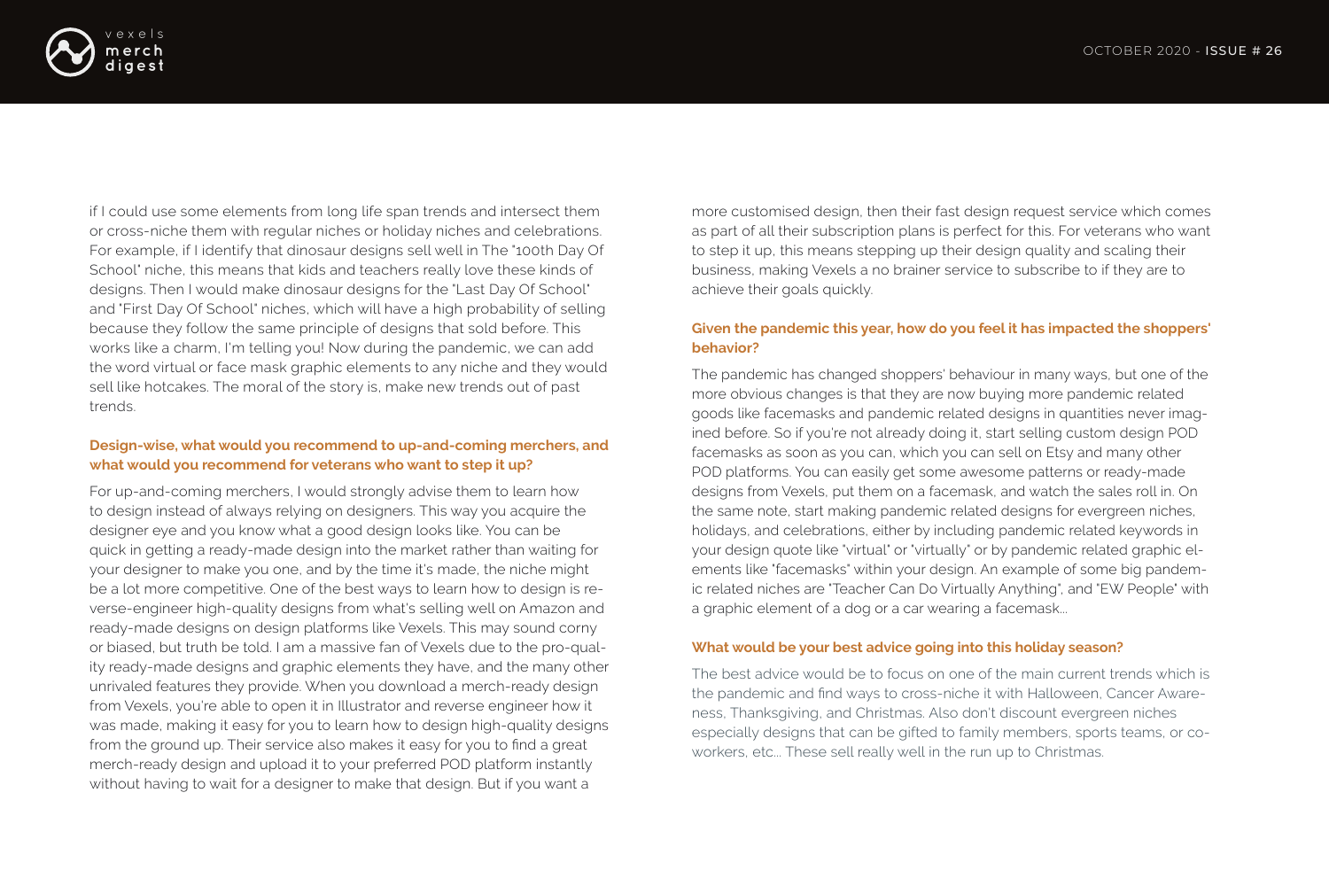if I could use some elements from long life span trends and intersect them or cross-niche them with regular niches or holiday niches and celebrations. For example, if I identify that dinosaur designs sell well in The "100th Day Of School" niche, this means that kids and teachers really love these kinds of designs. Then I would make dinosaur designs for the "Last Day Of School" and "First Day Of School" niches, which will have a high probability of selling because they follow the same principle of designs that sold before. This works like a charm, I'm telling you! Now during the pandemic, we can add the word virtual or face mask graphic elements to any niche and they would sell like hotcakes. The moral of the story is, make new trends out of past trends.

**Design-wise, what would you recommend to up-and-coming merchers, and what would you recommend for veterans who want to step it up?**

For up-and-coming merchers, I would strongly advise them to learn how to design instead of always relying on designers. This way you acquire the designer eye and you know what a good design looks like. You can be quick in getting a ready-made design into the market rather than waiting for your designer to make you one, and by the time it's made, the niche might be a lot more competitive. One of the best ways to learn how to design is reverse-engineer high-quality designs from what's selling well on Amazon and ready-made designs on design platforms like Vexels. This may sound corny or biased, but truth be told. I am a massive fan of Vexels due to the pro-quality ready-made designs and graphic elements they have, and the many other unrivaled features they provide. When you download a merch-ready design from Vexels, you're able to open it in Illustrator and reverse engineer how it was made, making it easy for you to learn how to design high-quality designs from the ground up. Their service also makes it easy for you to find a great merch-ready design and upload it to your preferred POD platform instantly without having to wait for a designer to make that design. But if you want a more customised design, then their fast design request service which comes as part of all their subscription plans is perfect for this. For veterans who want to step it up, this means stepping up their design quality and scaling their business, making Vexels a no brainer service to subscribe to if they are to achieve their goals quickly.

**Given the pandemic this year, how do you feel it has impacted the shoppers' behavior?**

The pandemic has changed shoppers' behaviour in many ways, but one of the more obvious changes is that they are now buying more pandemic related goods like facemasks and pandemic related designs in quantities never imagined before. So if you're not already doing it, start selling custom design POD facemasks as soon as you can, which you can sell on Etsy and many other POD platforms. You can easily get some awesome patterns or ready-made designs from Vexels, put them on a facemask, and watch the sales roll in. On the same note, start making pandemic related designs for evergreen niches, holidays, and celebrations, either by including pandemic related keywords in your design quote like "virtual" or "virtually" or by pandemic related graphic elements like "facemasks" within your design. An example of some big pandemic related niches are "Teacher Can Do Virtually Anything", and "EW People" with a graphic element of a dog or a car wearing a facemask...

**What would be your best advice going into this holiday season?**

The best advice would be to focus on one of the main current trends which is the pandemic and find ways to cross-niche it with Halloween, Cancer Awareness, Thanksgiving, and Christmas. Also don't discount evergreen niches especially designs that can be gifted to family members, sports teams, or co-workers, etc... These sell really well in the run up to Christmas.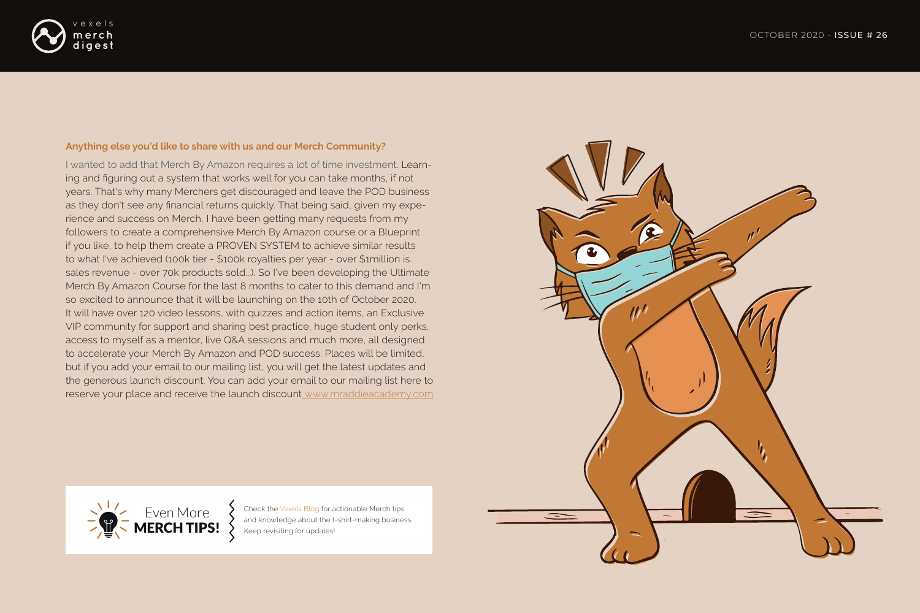**Anything else you'd like to share with us and our Merch Community?**

I wanted to add that Merch By Amazon requires a lot of time investment. Learning and figuring out a system that works well for you can take months, if not years. That's why many Merchers get discouraged and leave the POD business as they don't see any financial returns quickly. That being said, given my experience and success on Merch, I have been getting many requests from my followers to create a comprehensive Merch By Amazon course or a Blueprint if you like, to help them create a PROVEN SYSTEM to achieve similar results to what I've achieved (100k tier - $100k royalties per year - over $1million is sales revenue - over 70k products sold...). So I've been developing the Ultimate Merch By Amazon Course for the last 8 months to cater to this demand and I'm so excited to announce that it will be launching on the 10th of October 2020. It will have over 120 video lessons, with quizzes and action items, an Exclusive VIP community for support and sharing best practice, huge student only perks, access to myself as a mentor, live Q&A sessions and much more, all designed to accelerate your Merch By Amazon and POD success. Places will be limited, but if you add your email to our mailing list, you will get the latest updates and the generous launch discount. You can add your email to our mailing list here to reserve your place and receive the launch discount www.mraddieacademy.com

Even More **MERCH TIPS!**

Check the Vexels Blog for actionable Merch tips and knowledge about the t-shirt-making business. Keep revisiting for updates!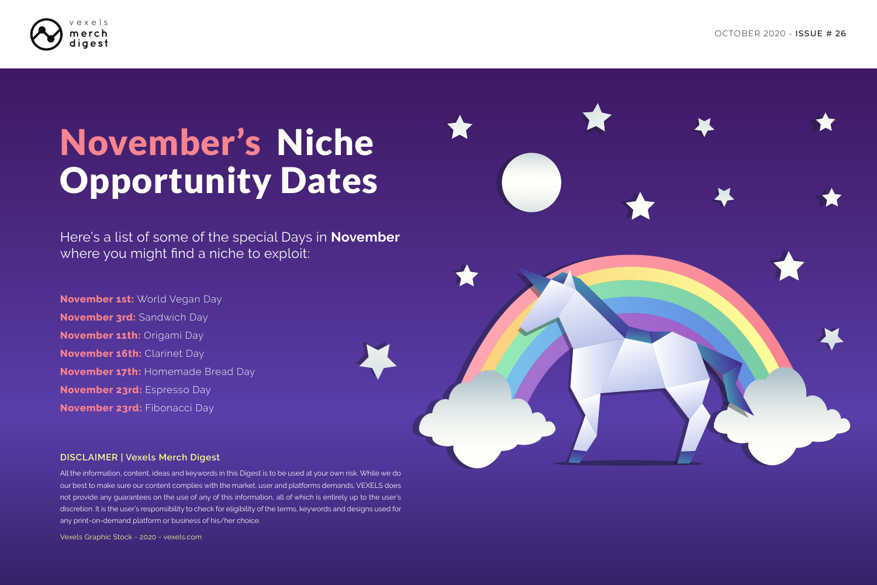# November's Niche Opportunity Dates

Here's a list of some of the special Days in **November** where you might find a niche to exploit:

**November 1st:** World Vegan Day
**November 3rd:** Sandwich Day
**November 11th:** Origami Day
**November 16th:** Clarinet Day
**November 17th:** Homemade Bread Day
**November 23rd:** Espresso Day
**November 23rd:** Fibonacci Day

**DISCLAIMER | Vexels Merch Digest**

All the information, content, ideas and keywords in this Digest is to be used at your own risk. While we do our best to make sure our content complies with the market, user and platforms demands, VEXELS does not provide any guarantees on the use of any of this information, all of which is entirely up to the user's discretion. It is the user's responsibility to check for eligibility of the terms, keywords and designs used for any print-on-demand platform or business of his/her choice.

Vexels Graphic Stock - 2020 - vexels.com